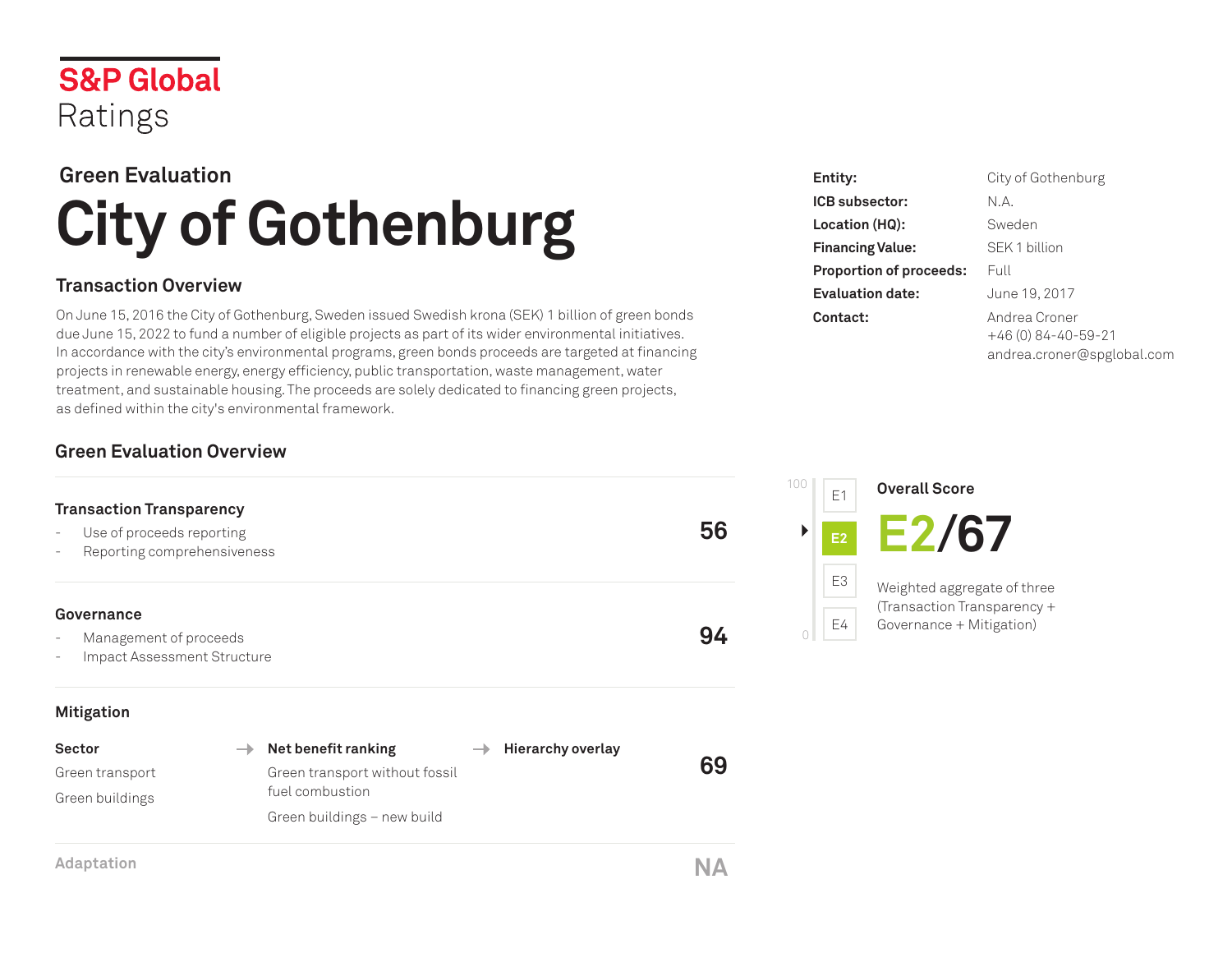S&P Global Ratings

## Green Evaluation

# City of Gothenburg

### Transaction Overview

On June 15, 2016 the City of Gothenburg, Sweden issued Swedish krona (SEK) 1 billion of green bonds due June 15, 2022 to fund a number of eligible projects as part of its wider environmental initiatives. In accordance with the city's environmental programs, green bonds proceeds are targeted at financing projects in renewable energy, energy efficiency, public transportation, waste management, water treatment, and sustainable housing. The proceeds are solely dedicated to financing green projects, as defined within the city's environmental framework.

| | |
|---|---|
| **Entity:** | City of Gothenburg |
| **ICB subsector:** | N.A. |
| **Location (HQ):** | Sweden |
| **Financing Value:** | SEK 1 billion |
| **Proportion of proceeds:** | Full |
| **Evaluation date:** | June 19, 2017 |
| **Contact:** | Andrea Croner<br>+46 (0) 84-40-59-21<br>andrea.croner@spglobal.com |

### Green Evaluation Overview

**Transaction Transparency** — **56**

- Use of proceeds reporting
- Reporting comprehensiveness

**Governance** — **94**

- Management of proceeds
- Impact Assessment Structure

**Mitigation** — **69**

| Sector | → Net benefit ranking | → Hierarchy overlay |
|---|---|---|
| Green transport | Green transport without fossil fuel combustion | |
| Green buildings | Green buildings – new build | |

**Adaptation** — **NA**

**Overall Score**

**E2/67**

Scale (100 to 0): E1, **E2**, E3, E4

Weighted aggregate of three (Transaction Transparency + Governance + Mitigation)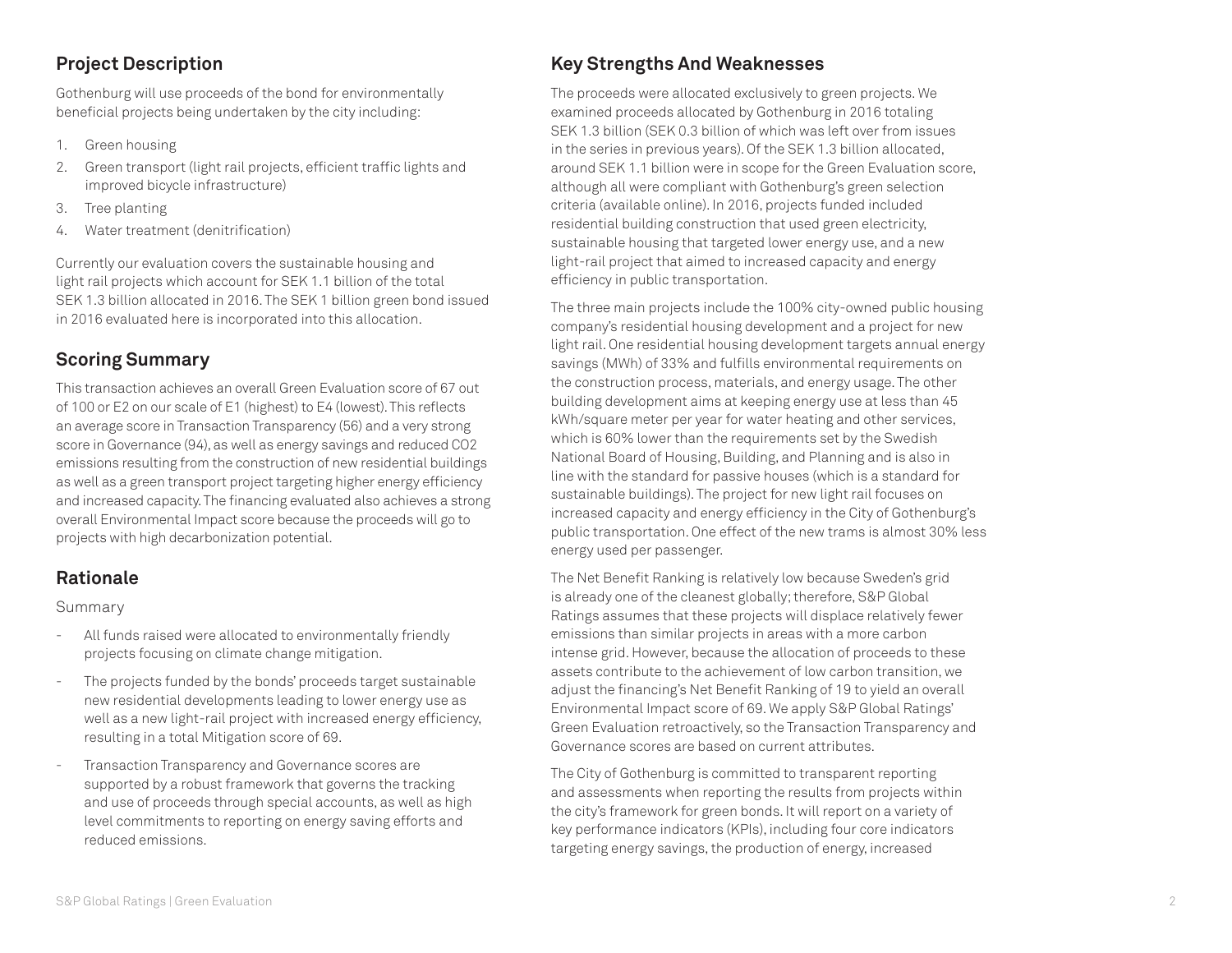## Project Description

Gothenburg will use proceeds of the bond for environmentally beneficial projects being undertaken by the city including:

1. Green housing
2. Green transport (light rail projects, efficient traffic lights and improved bicycle infrastructure)
3. Tree planting
4. Water treatment (denitrification)

Currently our evaluation covers the sustainable housing and light rail projects which account for SEK 1.1 billion of the total SEK 1.3 billion allocated in 2016. The SEK 1 billion green bond issued in 2016 evaluated here is incorporated into this allocation.

## Scoring Summary

This transaction achieves an overall Green Evaluation score of 67 out of 100 or E2 on our scale of E1 (highest) to E4 (lowest). This reflects an average score in Transaction Transparency (56) and a very strong score in Governance (94), as well as energy savings and reduced $CO_2$ emissions resulting from the construction of new residential buildings as well as a green transport project targeting higher energy efficiency and increased capacity. The financing evaluated also achieves a strong overall Environmental Impact score because the proceeds will go to projects with high decarbonization potential.

## Rationale

Summary

- All funds raised were allocated to environmentally friendly projects focusing on climate change mitigation.
- The projects funded by the bonds' proceeds target sustainable new residential developments leading to lower energy use as well as a new light-rail project with increased energy efficiency, resulting in a total Mitigation score of 69.
- Transaction Transparency and Governance scores are supported by a robust framework that governs the tracking and use of proceeds through special accounts, as well as high level commitments to reporting on energy saving efforts and reduced emissions.

## Key Strengths And Weaknesses

The proceeds were allocated exclusively to green projects. We examined proceeds allocated by Gothenburg in 2016 totaling SEK 1.3 billion (SEK 0.3 billion of which was left over from issues in the series in previous years). Of the SEK 1.3 billion allocated, around SEK 1.1 billion were in scope for the Green Evaluation score, although all were compliant with Gothenburg's green selection criteria (available online). In 2016, projects funded included residential building construction that used green electricity, sustainable housing that targeted lower energy use, and a new light-rail project that aimed to increased capacity and energy efficiency in public transportation.

The three main projects include the 100% city-owned public housing company's residential housing development and a project for new light rail. One residential housing development targets annual energy savings (MWh) of 33% and fulfills environmental requirements on the construction process, materials, and energy usage. The other building development aims at keeping energy use at less than 45 kWh/square meter per year for water heating and other services, which is 60% lower than the requirements set by the Swedish National Board of Housing, Building, and Planning and is also in line with the standard for passive houses (which is a standard for sustainable buildings). The project for new light rail focuses on increased capacity and energy efficiency in the City of Gothenburg's public transportation. One effect of the new trams is almost 30% less energy used per passenger.

The Net Benefit Ranking is relatively low because Sweden's grid is already one of the cleanest globally; therefore, S&P Global Ratings assumes that these projects will displace relatively fewer emissions than similar projects in areas with a more carbon intense grid. However, because the allocation of proceeds to these assets contribute to the achievement of low carbon transition, we adjust the financing's Net Benefit Ranking of 19 to yield an overall Environmental Impact score of 69. We apply S&P Global Ratings' Green Evaluation retroactively, so the Transaction Transparency and Governance scores are based on current attributes.

The City of Gothenburg is committed to transparent reporting and assessments when reporting the results from projects within the city's framework for green bonds. It will report on a variety of key performance indicators (KPIs), including four core indicators targeting energy savings, the production of energy, increased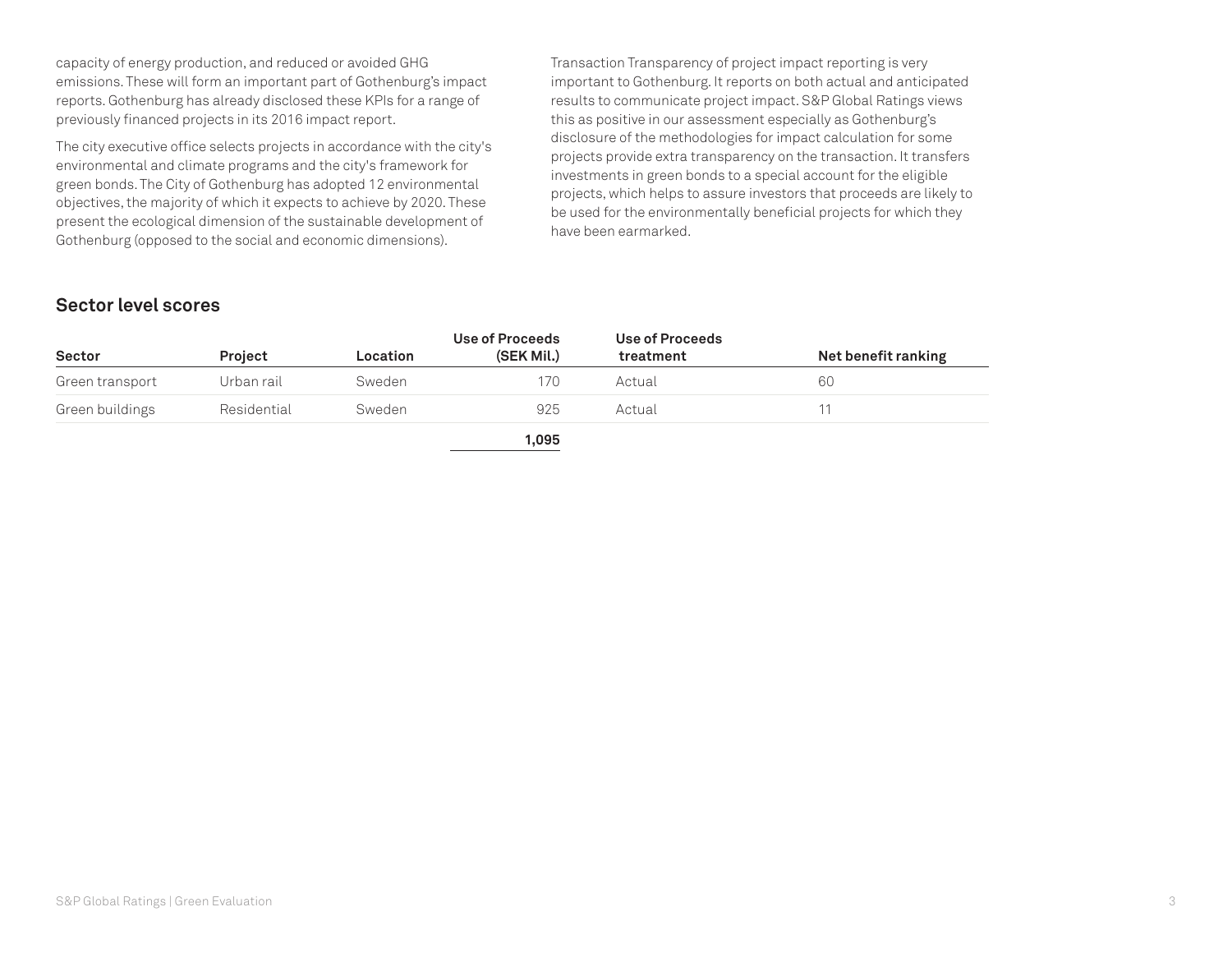capacity of energy production, and reduced or avoided GHG emissions. These will form an important part of Gothenburg's impact reports. Gothenburg has already disclosed these KPIs for a range of previously financed projects in its 2016 impact report.

The city executive office selects projects in accordance with the city's environmental and climate programs and the city's framework for green bonds. The City of Gothenburg has adopted 12 environmental objectives, the majority of which it expects to achieve by 2020. These present the ecological dimension of the sustainable development of Gothenburg (opposed to the social and economic dimensions).

Transaction Transparency of project impact reporting is very important to Gothenburg. It reports on both actual and anticipated results to communicate project impact. S&P Global Ratings views this as positive in our assessment especially as Gothenburg's disclosure of the methodologies for impact calculation for some projects provide extra transparency on the transaction. It transfers investments in green bonds to a special account for the eligible projects, which helps to assure investors that proceeds are likely to be used for the environmentally beneficial projects for which they have been earmarked.

## Sector level scores

| Sector | Project | Location | Use of Proceeds (SEK Mil.) | Use of Proceeds treatment | Net benefit ranking |
|---|---|---|---|---|---|
| Green transport | Urban rail | Sweden | 170 | Actual | 60 |
| Green buildings | Residential | Sweden | 925 | Actual | 11 |
| | | | **1,095** | | |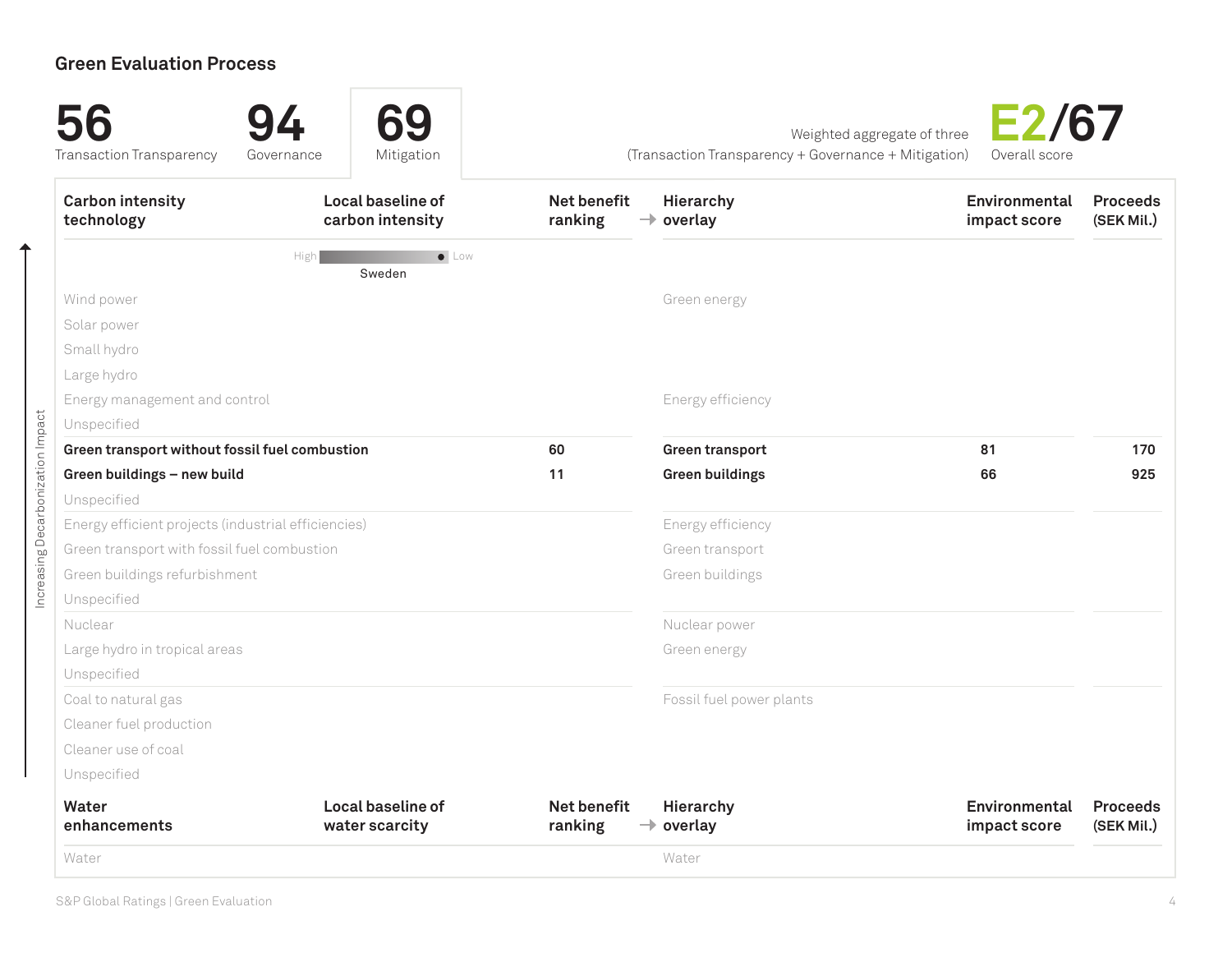## Green Evaluation Process

**56** Transaction Transparency

**94** Governance

**69** Mitigation

Weighted aggregate of three (Transaction Transparency + Governance + Mitigation)

**E2/67** Overall score

| Carbon intensity technology | Local baseline of carbon intensity | Net benefit ranking | → | Hierarchy overlay | Environmental impact score | Proceeds (SEK Mil.) |
|---|---|---|---|---|---|---|
| | High — Low (Sweden) | | | | | |
| Wind power | | | | Green energy | | |
| Solar power | | | | | | |
| Small hydro | | | | | | |
| Large hydro | | | | | | |
| Energy management and control | | | | Energy efficiency | | |
| Unspecified | | | | | | |
| **Green transport without fossil fuel combustion** | | **60** | | **Green transport** | **81** | **170** |
| **Green buildings – new build** | | **11** | | **Green buildings** | **66** | **925** |
| Unspecified | | | | | | |
| Energy efficient projects (industrial efficiencies) | | | | Energy efficiency | | |
| Green transport with fossil fuel combustion | | | | Green transport | | |
| Green buildings refurbishment | | | | Green buildings | | |
| Unspecified | | | | | | |
| Nuclear | | | | Nuclear power | | |
| Large hydro in tropical areas | | | | Green energy | | |
| Unspecified | | | | | | |
| Coal to natural gas | | | | Fossil fuel power plants | | |
| Cleaner fuel production | | | | | | |
| Cleaner use of coal | | | | | | |
| Unspecified | | | | | | |

Increasing Decarbonization Impact ↑

| Water enhancements | Local baseline of water scarcity | Net benefit ranking | → | Hierarchy overlay | Environmental impact score | Proceeds (SEK Mil.) |
|---|---|---|---|---|---|---|
| Water | | | | Water | | |

S&P Global Ratings | Green Evaluation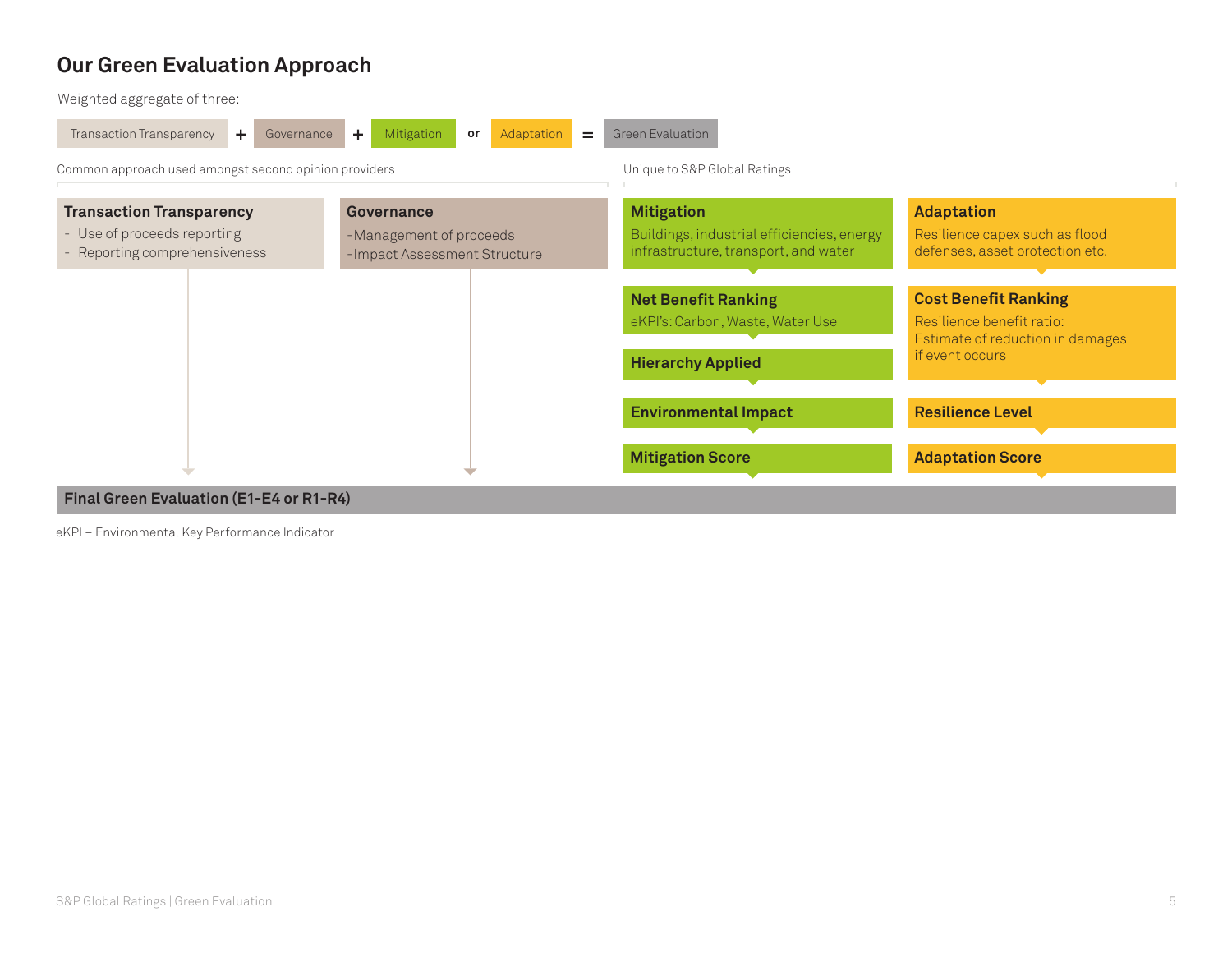# Our Green Evaluation Approach

Weighted aggregate of three:

Transaction Transparency + Governance + Mitigation or Adaptation = Green Evaluation

Common approach used amongst second opinion providers

Unique to S&P Global Ratings

**Transaction Transparency**
- Use of proceeds reporting
- Reporting comprehensiveness

**Governance**
- Management of proceeds
- Impact Assessment Structure

**Mitigation**
Buildings, industrial efficiencies, energy infrastructure, transport, and water

**Net Benefit Ranking**
eKPI's: Carbon, Waste, Water Use

**Hierarchy Applied**

**Environmental Impact**

**Mitigation Score**

**Adaptation**
Resilience capex such as flood defenses, asset protection etc.

**Cost Benefit Ranking**
Resilience benefit ratio: Estimate of reduction in damages if event occurs

**Resilience Level**

**Adaptation Score**

**Final Green Evaluation (E1-E4 or R1-R4)**

eKPI – Environmental Key Performance Indicator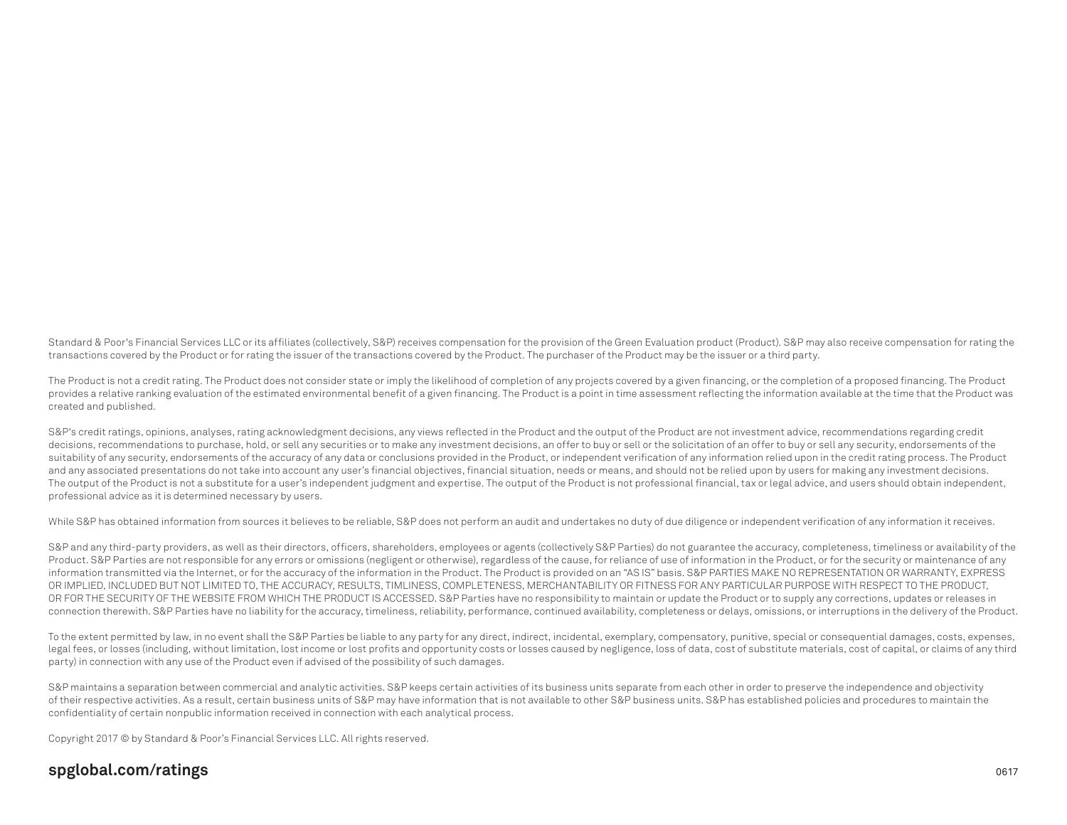Standard & Poor's Financial Services LLC or its affiliates (collectively, S&P) receives compensation for the provision of the Green Evaluation product (Product). S&P may also receive compensation for rating the transactions covered by the Product or for rating the issuer of the transactions covered by the Product. The purchaser of the Product may be the issuer or a third party.

The Product is not a credit rating. The Product does not consider state or imply the likelihood of completion of any projects covered by a given financing, or the completion of a proposed financing. The Product provides a relative ranking evaluation of the estimated environmental benefit of a given financing. The Product is a point in time assessment reflecting the information available at the time that the Product was created and published.

S&P's credit ratings, opinions, analyses, rating acknowledgment decisions, any views reflected in the Product and the output of the Product are not investment advice, recommendations regarding credit decisions, recommendations to purchase, hold, or sell any securities or to make any investment decisions, an offer to buy or sell or the solicitation of an offer to buy or sell any security, endorsements of the suitability of any security, endorsements of the accuracy of any data or conclusions provided in the Product, or independent verification of any information relied upon in the credit rating process. The Product and any associated presentations do not take into account any user's financial objectives, financial situation, needs or means, and should not be relied upon by users for making any investment decisions. The output of the Product is not a substitute for a user's independent judgment and expertise. The output of the Product is not professional financial, tax or legal advice, and users should obtain independent, professional advice as it is determined necessary by users.

While S&P has obtained information from sources it believes to be reliable, S&P does not perform an audit and undertakes no duty of due diligence or independent verification of any information it receives.

S&P and any third-party providers, as well as their directors, officers, shareholders, employees or agents (collectively S&P Parties) do not guarantee the accuracy, completeness, timeliness or availability of the Product. S&P Parties are not responsible for any errors or omissions (negligent or otherwise), regardless of the cause, for reliance of use of information in the Product, or for the security or maintenance of any information transmitted via the Internet, or for the accuracy of the information in the Product. The Product is provided on an "AS IS" basis. S&P PARTIES MAKE NO REPRESENTATION OR WARRANTY, EXPRESS OR IMPLIED, INCLUDED BUT NOT LIMITED TO, THE ACCURACY, RESULTS, TIMLINESS, COMPLETENESS, MERCHANTABILITY OR FITNESS FOR ANY PARTICULAR PURPOSE WITH RESPECT TO THE PRODUCT, OR FOR THE SECURITY OF THE WEBSITE FROM WHICH THE PRODUCT IS ACCESSED. S&P Parties have no responsibility to maintain or update the Product or to supply any corrections, updates or releases in connection therewith. S&P Parties have no liability for the accuracy, timeliness, reliability, performance, continued availability, completeness or delays, omissions, or interruptions in the delivery of the Product.

To the extent permitted by law, in no event shall the S&P Parties be liable to any party for any direct, indirect, incidental, exemplary, compensatory, punitive, special or consequential damages, costs, expenses, legal fees, or losses (including, without limitation, lost income or lost profits and opportunity costs or losses caused by negligence, loss of data, cost of substitute materials, cost of capital, or claims of any third party) in connection with any use of the Product even if advised of the possibility of such damages.

S&P maintains a separation between commercial and analytic activities. S&P keeps certain activities of its business units separate from each other in order to preserve the independence and objectivity of their respective activities. As a result, certain business units of S&P may have information that is not available to other S&P business units. S&P has established policies and procedures to maintain the confidentiality of certain nonpublic information received in connection with each analytical process.

Copyright 2017 © by Standard & Poor's Financial Services LLC. All rights reserved.

**spglobal.com/ratings**

0617